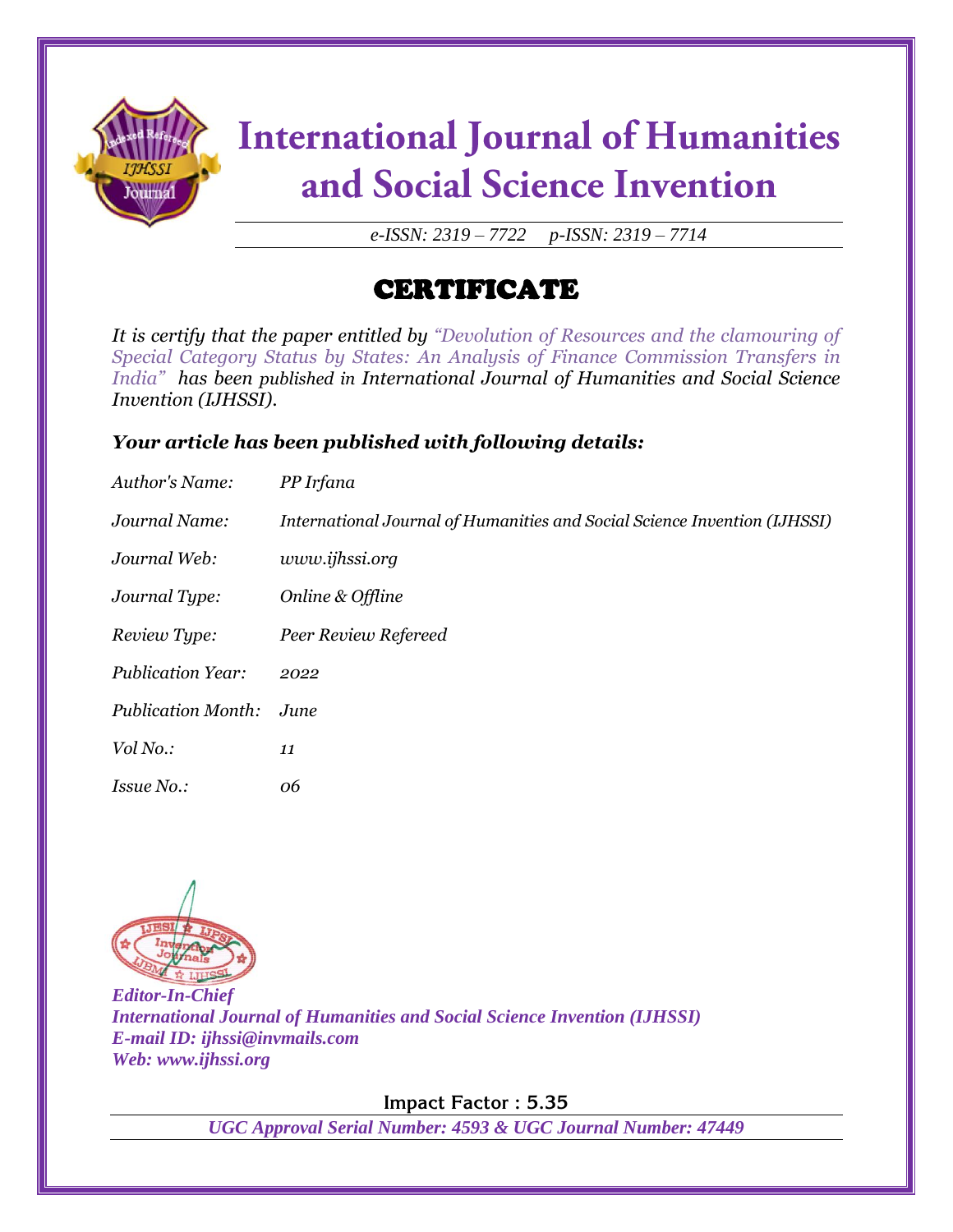# International Journal of Humanities and Social Science Invention

*e-ISSN: 2319 – 7722 p-ISSN: 2319 – 7714*

## CERTIFICATE

*It is certify that the paper entitled by "Devolution of Resources and the clamouring of Special Category Status by States: An Analysis of Finance Commission Transfers in India" has been published in International Journal of Humanities and Social Science Invention (IJHSSI).*

### *Your article has been published with following details:*

| | |
|---|---|
| *Author's Name:* | *PP Irfana* |
| *Journal Name:* | *International Journal of Humanities and Social Science Invention (IJHSSI)* |
| *Journal Web:* | *www.ijhssi.org* |
| *Journal Type:* | *Online & Offline* |
| *Review Type:* | *Peer Review Refereed* |
| *Publication Year:* | *2022* |
| *Publication Month:* | *June* |
| *Vol No.:* | *11* |
| *Issue No.:* | *06* |

***Editor-In-Chief***
***International Journal of Humanities and Social Science Invention (IJHSSI)***
***E-mail ID: ijhssi@invmails.com***
***Web: www.ijhssi.org***

**Impact Factor : 5.35**

***UGC Approval Serial Number: 4593 & UGC Journal Number: 47449***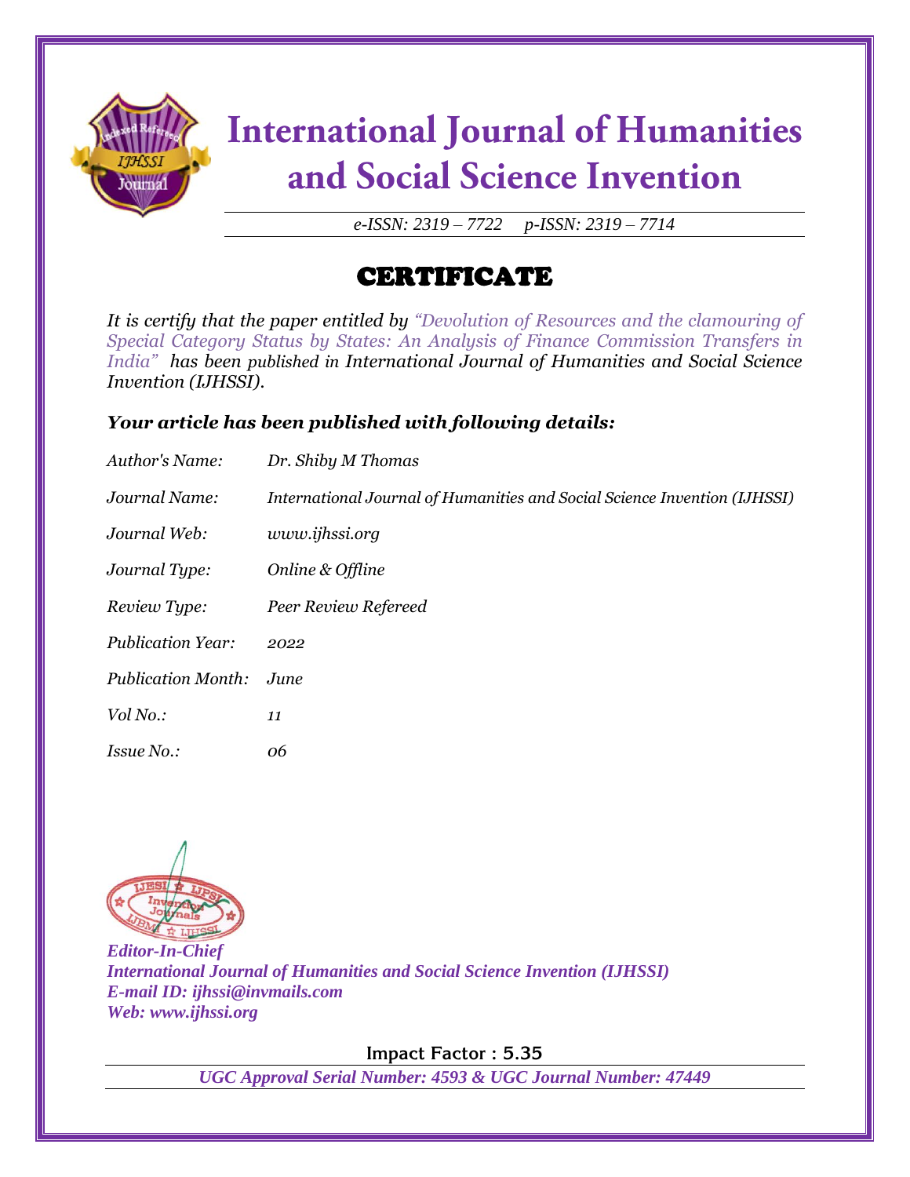# International Journal of Humanities and Social Science Invention

*e-ISSN: 2319 – 7722 p-ISSN: 2319 – 7714*

## CERTIFICATE

*It is certify that the paper entitled by "Devolution of Resources and the clamouring of Special Category Status by States: An Analysis of Finance Commission Transfers in India" has been published in International Journal of Humanities and Social Science Invention (IJHSSI).*

***Your article has been published with following details:***

| | |
|---|---|
| *Author's Name:* | *Dr. Shiby M Thomas* |
| *Journal Name:* | *International Journal of Humanities and Social Science Invention (IJHSSI)* |
| *Journal Web:* | *www.ijhssi.org* |
| *Journal Type:* | *Online & Offline* |
| *Review Type:* | *Peer Review Refereed* |
| *Publication Year:* | *2022* |
| *Publication Month:* | *June* |
| *Vol No.:* | *11* |
| *Issue No.:* | *06* |

***Editor-In-Chief***
***International Journal of Humanities and Social Science Invention (IJHSSI)***
***E-mail ID: ijhssi@invmails.com***
***Web: www.ijhssi.org***

**Impact Factor : 5.35**

***UGC Approval Serial Number: 4593 & UGC Journal Number: 47449***